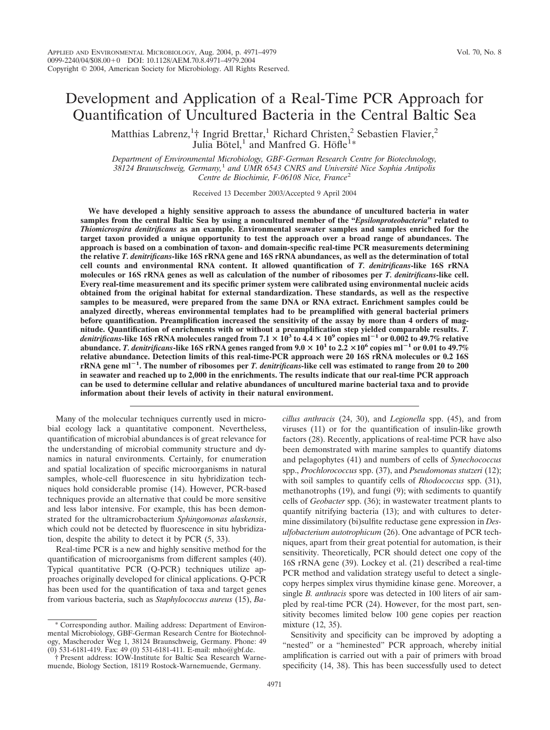# Development and Application of a Real-Time PCR Approach for Quantification of Uncultured Bacteria in the Central Baltic Sea

Matthias Labrenz,[1]† Ingrid Brettar,[1] Richard Christen,[2] Sebastien Flavier,[2] Julia Bötel,[1] and Manfred G. Höfle[1]*

*Department of Environmental Microbiology, GBF-German Research Centre for Biotechnology, 38124 Braunschweig, Germany,[1] and UMR 6543 CNRS and Université Nice Sophia Antipolis Centre de Biochimie, F-06108 Nice, France[2]*

Received 13 December 2003/Accepted 9 April 2004

**We have developed a highly sensitive approach to assess the abundance of uncultured bacteria in water samples from the central Baltic Sea by using a noncultured member of the "*Epsilonproteobacteria*" related to *Thiomicrospira denitrificans* as an example. Environmental seawater samples and samples enriched for the target taxon provided a unique opportunity to test the approach over a broad range of abundances. The approach is based on a combination of taxon- and domain-specific real-time PCR measurements determining the relative *T. denitrificans*-like 16S rRNA gene and 16S rRNA abundances, as well as the determination of total cell counts and environmental RNA content. It allowed quantification of *T. denitrificans*-like 16S rRNA molecules or 16S rRNA genes as well as calculation of the number of ribosomes per *T. denitrificans*-like cell. Every real-time measurement and its specific primer system were calibrated using environmental nucleic acids obtained from the original habitat for external standardization. These standards, as well as the respective samples to be measured, were prepared from the same DNA or RNA extract. Enrichment samples could be analyzed directly, whereas environmental templates had to be preamplified with general bacterial primers before quantification. Preamplification increased the sensitivity of the assay by more than 4 orders of magnitude. Quantification of enrichments with or without a preamplification step yielded comparable results. *T. denitrificans*-like 16S rRNA molecules ranged from $7.1 \times 10^3$ to $4.4 \times 10^9$ copies $ml^{-1}$ or 0.002 to 49.7% relative abundance. *T. denitrificans*-like 16S rRNA genes ranged from $9.0 \times 10^1$ to $2.2 \times 10^6$ copies $ml^{-1}$ or 0.01 to 49.7% relative abundance. Detection limits of this real-time-PCR approach were 20 16S rRNA molecules or 0.2 16S rRNA gene $ml^{-1}$. The number of ribosomes per *T. denitrificans*-like cell was estimated to range from 20 to 200 in seawater and reached up to 2,000 in the enrichments. The results indicate that our real-time PCR approach can be used to determine cellular and relative abundances of uncultured marine bacterial taxa and to provide information about their levels of activity in their natural environment.**

Many of the molecular techniques currently used in microbial ecology lack a quantitative component. Nevertheless, quantification of microbial abundances is of great relevance for the understanding of microbial community structure and dynamics in natural environments. Certainly, for enumeration and spatial localization of specific microorganisms in natural samples, whole-cell fluorescence in situ hybridization techniques hold considerable promise (14). However, PCR-based techniques provide an alternative that could be more sensitive and less labor intensive. For example, this has been demonstrated for the ultramicrobacterium *Sphingomonas alaskensis*, which could not be detected by fluorescence in situ hybridization, despite the ability to detect it by PCR (5, 33).

Real-time PCR is a new and highly sensitive method for the quantification of microorganisms from different samples (40). Typical quantitative PCR (Q-PCR) techniques utilize approaches originally developed for clinical applications. Q-PCR has been used for the quantification of taxa and target genes from various bacteria, such as *Staphylococcus aureus* (15), *Bacillus anthracis* (24, 30), and *Legionella* spp. (45), and from viruses (11) or for the quantification of insulin-like growth factors (28). Recently, applications of real-time PCR have also been demonstrated with marine samples to quantify diatoms and pelagophytes (41) and numbers of cells of *Synechococcus* spp., *Prochlorococcus* spp. (37), and *Pseudomonas stutzeri* (12); with soil samples to quantify cells of *Rhodococcus* spp. (31), methanotrophs (19), and fungi (9); with sediments to quantify cells of *Geobacter* spp. (36); in wastewater treatment plants to quantify nitrifying bacteria (13); and with cultures to determine dissimilatory (bi)sulfite reductase gene expression in *Desulfobacterium autotrophicum* (26). One advantage of PCR techniques, apart from their great potential for automation, is their sensitivity. Theoretically, PCR should detect one copy of the 16S rRNA gene (39). Lockey et al. (21) described a real-time PCR method and validation strategy useful to detect a single-copy herpes simplex virus thymidine kinase gene. Moreover, a single *B. anthracis* spore was detected in 100 liters of air sampled by real-time PCR (24). However, for the most part, sensitivity becomes limited below 100 gene copies per reaction mixture (12, 35).

Sensitivity and specificity can be improved by adopting a "nested" or a "heminested" PCR approach, whereby initial amplification is carried out with a pair of primers with broad specificity (14, 38). This has been successfully used to detect

* Corresponding author. Mailing address: Department of Environmental Microbiology, GBF-German Research Centre for Biotechnology, Mascheroder Weg 1, 38124 Braunschweig, Germany. Phone: 49 (0) 531-6181-419. Fax: 49 (0) 531-6181-411. E-mail: mho@gbf.de.

† Present address: IOW-Institute for Baltic Sea Research Warnemuende, Biology Section, 18119 Rostock-Warnemuende, Germany.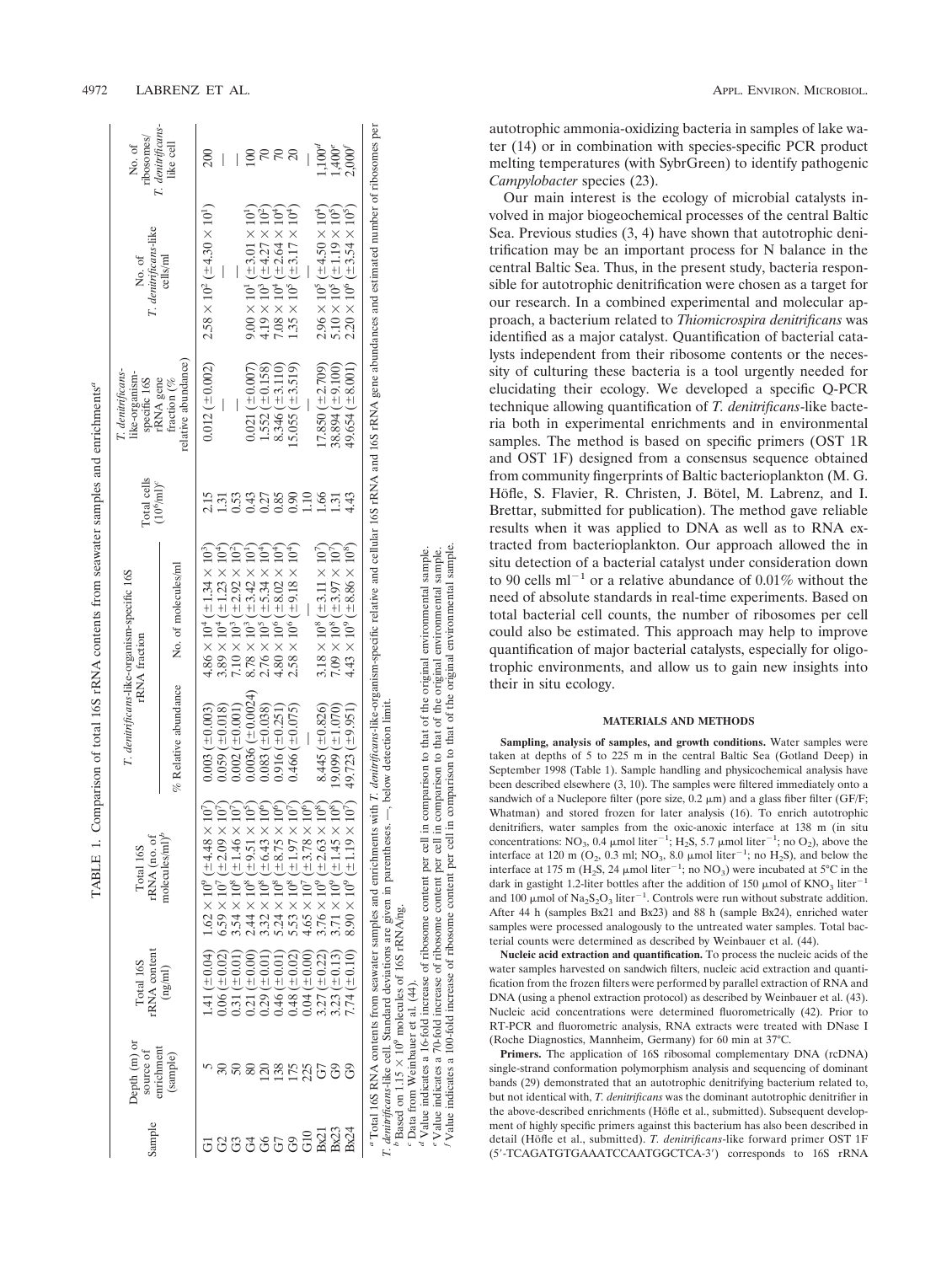TABLE 1. Comparison of total 16S rRNA contents from seawater samples and enrichments[a]

| Sample | Depth (m) or source of enrichment (sample) | Total 16S rRNA content (ng/ml) | Total 16S rRNA (no. of molecules/ml)[b] | *T. denitrificans*-like-organism-specific 16S rRNA fraction | | Total cells ($10^6$/ml)[c] | *T. denitrificans*-like-organism-specific 16S rRNA gene fraction (% relative abundance) | No. of *T. denitrificans*-like cells/ml | No. of ribosomes/ *T. denitrificans*-like cell |
|---|---|---|---|---|---|---|---|---|---|
| | | | | % Relative abundance | No. of molecules/ml | | | | |
| G1 | 5 | 1.41 (±0.04) | $1.62 \times 10^9$ (±$4.48 \times 10^7$) | 0.003 (±0.003) | $4.86 \times 10^4$ (±$1.34 \times 10^3$) | 2.15 | 0.012 (±0.002) | $2.58 \times 10^2$ (±$4.30 \times 10^1$) | 200 |
| G2 | 30 | 0.06 (±0.02) | $6.59 \times 10^7$ (±$2.09 \times 10^7$) | 0.059 (±0.018) | $3.89 \times 10^4$ (±$1.23 \times 10^4$) | 1.31 | — | — | — |
| G3 | 50 | 0.31 (±0.01) | $3.54 \times 10^8$ (±$1.46 \times 10^7$) | 0.002 (±0.001) | $7.10 \times 10^3$ (±$2.92 \times 10^2$) | 0.53 | — | — | — |
| G4 | 80 | 0.21 (±0.00) | $2.44 \times 10^8$ (±$9.51 \times 10^5$) | 0.0036 (±0.0024) | $8.78 \times 10^3$ (±$3.42 \times 10^1$) | 0.43 | 0.021 (±0.007) | $9.00 \times 10^1$ (±$3.01 \times 10^1$) | 100 |
| G6 | 120 | 0.29 (±0.01) | $3.32 \times 10^8$ (±$6.43 \times 10^6$) | 0.083 (±0.038) | $2.76 \times 10^5$ (±$5.34 \times 10^4$) | 0.27 | 1.552 (±0.158) | $4.19 \times 10^3$ (±$4.27 \times 10^2$) | 70 |
| G7 | 138 | 0.46 (±0.01) | $5.24 \times 10^8$ (±$8.75 \times 10^6$) | 0.916 (±0.251) | $4.80 \times 10^6$ (±$8.02 \times 10^4$) | 0.85 | 8.346 (±3.110) | $7.08 \times 10^4$ (±$2.64 \times 10^4$) | 70 |
| G9 | 175 | 0.48 (±0.02) | $5.53 \times 10^8$ (±$1.97 \times 10^7$) | 0.466 (±0.075) | $2.58 \times 10^6$ (±$9.18 \times 10^4$) | 0.90 | 15.055 (±3.519) | $1.35 \times 10^5$ (±$3.17 \times 10^4$) | 20 |
| G10 | 225 | 0.04 (±0.00) | $4.65 \times 10^7$ (±$3.78 \times 10^6$) | — | — | 1.10 | — | — | — |
| Bx21 | G7 | 3.27 (±0.22) | $3.76 \times 10^9$ (±$2.63 \times 10^8$) | 8.445 (±0.826) | $3.18 \times 10^8$ (±$3.11 \times 10^7$) | 1.66 | 17.850 (±2.709) | $2.96 \times 10^5$ (±$4.50 \times 10^4$) | 1,100[d] |
| Bx23 | G9 | 3.23 (±0.13) | $3.71 \times 10^9$ (±$1.45 \times 10^8$) | 19.099 (±1.070) | $7.09 \times 10^8$ (±$3.97 \times 10^7$) | 1.31 | 38.894 (±9.100) | $5.10 \times 10^5$ (±$1.19 \times 10^5$) | 1,400[e] |
| Bx24 | G9 | 7.74 (±0.10) | $8.90 \times 10^9$ (±$1.19 \times 10^7$) | 49.723 (±9.951) | $4.43 \times 10^9$ (±$8.86 \times 10^8$) | 4.43 | 49.654 (±8.001) | $2.20 \times 10^6$ (±$3.54 \times 10^5$) | 2,000[f] |

[a] Total 16S RNA contents from seawater samples and enrichments with *T. denitrificans*-like-organism-specific relative and cellular 16S rRNA and 16S rRNA gene abundances and estimated number of ribosomes per *T. denitrificans*-like cell. Standard deviations are given in parentheses. —, below detection limit.
[b] Based on $1.15 \times 10^9$ molecules of 16S rRNA/ng.
[c] Data from Weinbauer et al. (44).
[d] Value indicates a 16-fold increase of ribosome content per cell in comparison to that of the original environmental sample.
[e] Value indicates a 70-fold increase of ribosome content per cell in comparison to that of the original environmental sample.
[f] Value indicates a 100-fold increase of ribosome content per cell in comparison to that of the original environmental sample.

autotrophic ammonia-oxidizing bacteria in samples of lake water (14) or in combination with species-specific PCR product melting temperatures (with SybrGreen) to identify pathogenic *Campylobacter* species (23).

Our main interest is the ecology of microbial catalysts involved in major biogeochemical processes of the central Baltic Sea. Previous studies (3, 4) have shown that autotrophic denitrification may be an important process for N balance in the central Baltic Sea. Thus, in the present study, bacteria responsible for autotrophic denitrification were chosen as a target for our research. In a combined experimental and molecular approach, a bacterium related to *Thiomicrospira denitrificans* was identified as a major catalyst. Quantification of bacterial catalysts independent from their ribosome contents or the necessity of culturing these bacteria is a tool urgently needed for elucidating their ecology. We developed a specific Q-PCR technique allowing quantification of *T. denitrificans*-like bacteria both in experimental enrichments and in environmental samples. The method is based on specific primers (OST 1R and OST 1F) designed from a consensus sequence obtained from community fingerprints of Baltic bacterioplankton (M. G. Höfle, S. Flavier, R. Christen, J. Bötel, M. Labrenz, and I. Brettar, submitted for publication). The method gave reliable results when it was applied to DNA as well as to RNA extracted from bacterioplankton. Our approach allowed the in situ detection of a bacterial catalyst under consideration down to 90 cells $ml^{-1}$ or a relative abundance of 0.01% without the need of absolute standards in real-time experiments. Based on total bacterial cell counts, the number of ribosomes per cell could also be estimated. This approach may help to improve quantification of major bacterial catalysts, especially for oligotrophic environments, and allow us to gain new insights into their in situ ecology.

## MATERIALS AND METHODS

**Sampling, analysis of samples, and growth conditions.** Water samples were taken at depths of 5 to 225 m in the central Baltic Sea (Gotland Deep) in September 1998 (Table 1). Sample handling and physicochemical analysis have been described elsewhere (3, 10). The samples were filtered immediately onto a sandwich of a Nuclepore filter (pore size, 0.2 μm) and a glass fiber filter (GF/F; Whatman) and stored frozen for later analysis (16). To enrich autotrophic denitrifiers, water samples from the oxic-anoxic interface at 138 m (in situ concentrations: $NO_3$, 0.4 μmol $liter^{-1}$; $H_2S$, 5.7 μmol $liter^{-1}$; no $O_2$), above the interface at 120 m ($O_2$, 0.3 ml; $NO_3$, 8.0 μmol $liter^{-1}$; no $H_2S$), and below the interface at 175 m ($H_2S$, 24 μmol $liter^{-1}$; no $NO_3$) were incubated at 5°C in the dark in gastight 1.2-liter bottles after the addition of 150 μmol of $KNO_3$ $liter^{-1}$ and 100 μmol of $Na_2S_2O_3$ $liter^{-1}$. Controls were run without substrate addition. After 44 h (samples Bx21 and Bx23) and 88 h (sample Bx24), enriched water samples were processed analogously to the untreated water samples. Total bacterial counts were determined as described by Weinbauer et al. (44).

**Nucleic acid extraction and quantification.** To process the nucleic acids of the water samples harvested on sandwich filters, nucleic acid extraction and quantification from the frozen filters were performed by parallel extraction of RNA and DNA (using a phenol extraction protocol) as described by Weinbauer et al. (43). Nucleic acid concentrations were determined fluorometrically (42). Prior to RT-PCR and fluorometric analysis, RNA extracts were treated with DNase I (Roche Diagnostics, Mannheim, Germany) for 60 min at 37°C.

**Primers.** The application of 16S ribosomal complementary DNA (rcDNA) single-strand conformation polymorphism analysis and sequencing of dominant bands (29) demonstrated that an autotrophic denitrifying bacterium related to, but not identical with, *T. denitrificans* was the dominant autotrophic denitrifier in the above-described enrichments (Höfle et al., submitted). Subsequent development of highly specific primers against this bacterium has also been described in detail (Höfle et al., submitted). *T. denitrificans*-like forward primer OST 1F (5′-TCAGATGTGAAATCCAATGGCTCA-3′) corresponds to 16S rRNA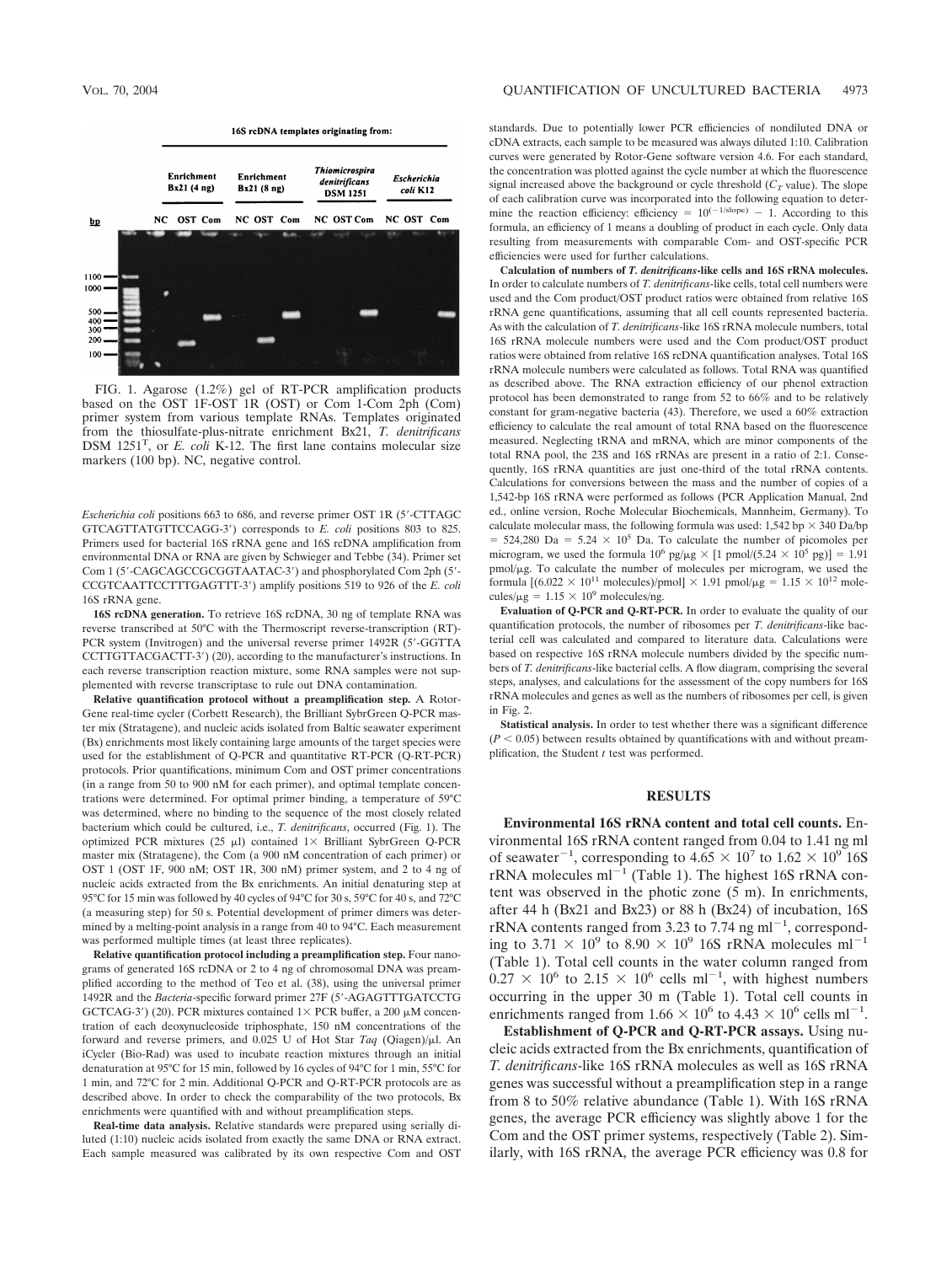FIG. 1. Agarose (1.2%) gel of RT-PCR amplification products based on the OST 1F-OST 1R (OST) or Com 1-Com 2ph (Com) primer system from various template RNAs. Templates originated from the thiosulfate-plus-nitrate enrichment Bx21, *T. denitrificans* DSM 1251[T], or *E. coli* K-12. The first lane contains molecular size markers (100 bp). NC, negative control.

*Escherichia coli* positions 663 to 686, and reverse primer OST 1R (5′-CTTAGC GTCAGTTATGTTCCAGG-3′) corresponds to *E. coli* positions 803 to 825. Primers used for bacterial 16S rRNA gene and 16S rcDNA amplification from environmental DNA or RNA are given by Schwieger and Tebbe (34). Primer set Com 1 (5′-CAGCAGCCGCGGTAATAC-3′) and phosphorylated Com 2ph (5′-CCGTCAATTCCTTTGAGTTT-3′) amplify positions 519 to 926 of the *E. coli* 16S rRNA gene.

**16S rcDNA generation.** To retrieve 16S rcDNA, 30 ng of template RNA was reverse transcribed at 50°C with the Thermoscript reverse-transcription (RT)-PCR system (Invitrogen) and the universal reverse primer 1492R (5′-GGTTA CCTTGTTACGACTT-3′) (20), according to the manufacturer's instructions. In each reverse transcription reaction mixture, some RNA samples were not supplemented with reverse transcriptase to rule out DNA contamination.

**Relative quantification protocol without a preamplification step.** A Rotor-Gene real-time cycler (Corbett Research), the Brilliant SybrGreen Q-PCR master mix (Stratagene), and nucleic acids isolated from Baltic seawater experiment (Bx) enrichments most likely containing large amounts of the target species were used for the establishment of Q-PCR and quantitative RT-PCR (Q-RT-PCR) protocols. Prior quantifications, minimum Com and OST primer concentrations (in a range from 50 to 900 nM for each primer), and optimal template concentrations were determined. For optimal primer binding, a temperature of 59°C was determined, where no binding to the sequence of the most closely related bacterium which could be cultured, i.e., *T. denitrificans*, occurred (Fig. 1). The optimized PCR mixtures (25 μl) contained 1× Brilliant SybrGreen Q-PCR master mix (Stratagene), the Com (a 900 nM concentration of each primer) or OST 1 (OST 1F, 900 nM; OST 1R, 300 nM) primer system, and 2 to 4 ng of nucleic acids extracted from the Bx enrichments. An initial denaturing step at 95°C for 15 min was followed by 40 cycles of 94°C for 30 s, 59°C for 40 s, and 72°C (a measuring step) for 50 s. Potential development of primer dimers was determined by a melting-point analysis in a range from 40 to 94°C. Each measurement was performed multiple times (at least three replicates).

**Relative quantification protocol including a preamplification step.** Four nanograms of generated 16S rcDNA or 2 to 4 ng of chromosomal DNA was preamplified according to the method of Teo et al. (38), using the universal primer 1492R and the *Bacteria*-specific forward primer 27F (5′-AGAGTTTGATCCTG GCTCAG-3′) (20). PCR mixtures contained 1× PCR buffer, a 200 μM concentration of each deoxynucleoside triphosphate, 150 nM concentrations of the forward and reverse primers, and 0.025 U of Hot Star *Taq* (Qiagen)/μl. An iCycler (Bio-Rad) was used to incubate reaction mixtures through an initial denaturation at 95°C for 15 min, followed by 16 cycles of 94°C for 1 min, 55°C for 1 min, and 72°C for 2 min. Additional Q-PCR and Q-RT-PCR protocols are as described above. In order to check the comparability of the two protocols, Bx enrichments were quantified with and without preamplification steps.

**Real-time data analysis.** Relative standards were prepared using serially diluted (1:10) nucleic acids isolated from exactly the same DNA or RNA extract. Each sample measured was calibrated by its own respective Com and OST standards. Due to potentially lower PCR efficiencies of nondiluted DNA or cDNA extracts, each sample to be measured was always diluted 1:10. Calibration curves were generated by Rotor-Gene software version 4.6. For each standard, the concentration was plotted against the cycle number at which the fluorescence signal increased above the background or cycle threshold ($C_T$ value). The slope of each calibration curve was incorporated into the following equation to determine the reaction efficiency: efficiency = $10^{(-1/\text{slope})} - 1$. According to this formula, an efficiency of 1 means a doubling of product in each cycle. Only data resulting from measurements with comparable Com- and OST-specific PCR efficiencies were used for further calculations.

**Calculation of numbers of *T. denitrificans*-like cells and 16S rRNA molecules.** In order to calculate numbers of *T. denitrificans*-like cells, total cell numbers were used and the Com product/OST product ratios were obtained from relative 16S rRNA gene quantifications, assuming that all cell counts represented bacteria. As with the calculation of *T. denitrificans*-like 16S rRNA molecule numbers, total 16S rRNA molecule numbers were used and the Com product/OST product ratios were obtained from relative 16S rcDNA quantification analyses. Total 16S rRNA molecule numbers were calculated as follows. Total RNA was quantified as described above. The RNA extraction efficiency of our phenol extraction protocol has been demonstrated to range from 52 to 66% and to be relatively constant for gram-negative bacteria (43). Therefore, we used a 60% extraction efficiency to calculate the real amount of total RNA based on the fluorescence measured. Neglecting tRNA and mRNA, which are minor components of the total RNA pool, the 23S and 16S rRNAs are present in a ratio of 2:1. Consequently, 16S rRNA quantities are just one-third of the total rRNA contents. Calculations for conversions between the mass and the number of copies of a 1,542-bp 16S rRNA were performed as follows (PCR Application Manual, 2nd ed., online version, Roche Molecular Biochemicals, Mannheim, Germany). To calculate molecular mass, the following formula was used: 1,542 bp × 340 Da/bp = 524,280 Da = $5.24 \times 10^5$ Da. To calculate the number of picomoles per microgram, we used the formula $10^6$ pg/μg × [1 pmol/($5.24 \times 10^5$ pg)] = 1.91 pmol/μg. To calculate the number of molecules per microgram, we used the formula [($6.022 \times 10^{11}$ molecules)/pmol] × 1.91 pmol/μg = $1.15 \times 10^{12}$ molecules/μg = $1.15 \times 10^9$ molecules/ng.

**Evaluation of Q-PCR and Q-RT-PCR.** In order to evaluate the quality of our quantification protocols, the number of ribosomes per *T. denitrificans*-like bacterial cell was calculated and compared to literature data. Calculations were based on respective 16S rRNA molecule numbers divided by the specific numbers of *T. denitrificans*-like bacterial cells. A flow diagram, comprising the several steps, analyses, and calculations for the assessment of the copy numbers for 16S rRNA molecules and genes as well as the numbers of ribosomes per cell, is given in Fig. 2.

**Statistical analysis.** In order to test whether there was a significant difference ($P < 0.05$) between results obtained by quantifications with and without preamplification, the Student *t* test was performed.

## RESULTS

**Environmental 16S rRNA content and total cell counts.** Environmental 16S rRNA content ranged from 0.04 to 1.41 ng ml of seawater$^{-1}$, corresponding to $4.65 \times 10^7$ to $1.62 \times 10^9$ 16S rRNA molecules ml$^{-1}$ (Table 1). The highest 16S rRNA content was observed in the photic zone (5 m). In enrichments, after 44 h (Bx21 and Bx23) or 88 h (Bx24) of incubation, 16S rRNA contents ranged from 3.23 to 7.74 ng ml$^{-1}$, corresponding to $3.71 \times 10^9$ to $8.90 \times 10^9$ 16S rRNA molecules ml$^{-1}$ (Table 1). Total cell counts in the water column ranged from $0.27 \times 10^6$ to $2.15 \times 10^6$ cells ml$^{-1}$, with highest numbers occurring in the upper 30 m (Table 1). Total cell counts in enrichments ranged from $1.66 \times 10^6$ to $4.43 \times 10^6$ cells ml$^{-1}$.

**Establishment of Q-PCR and Q-RT-PCR assays.** Using nucleic acids extracted from the Bx enrichments, quantification of *T. denitrificans*-like 16S rRNA molecules as well as 16S rRNA genes was successful without a preamplification step in a range from 8 to 50% relative abundance (Table 1). With 16S rRNA genes, the average PCR efficiency was slightly above 1 for the Com and the OST primer systems, respectively (Table 2). Similarly, with 16S rRNA, the average PCR efficiency was 0.8 for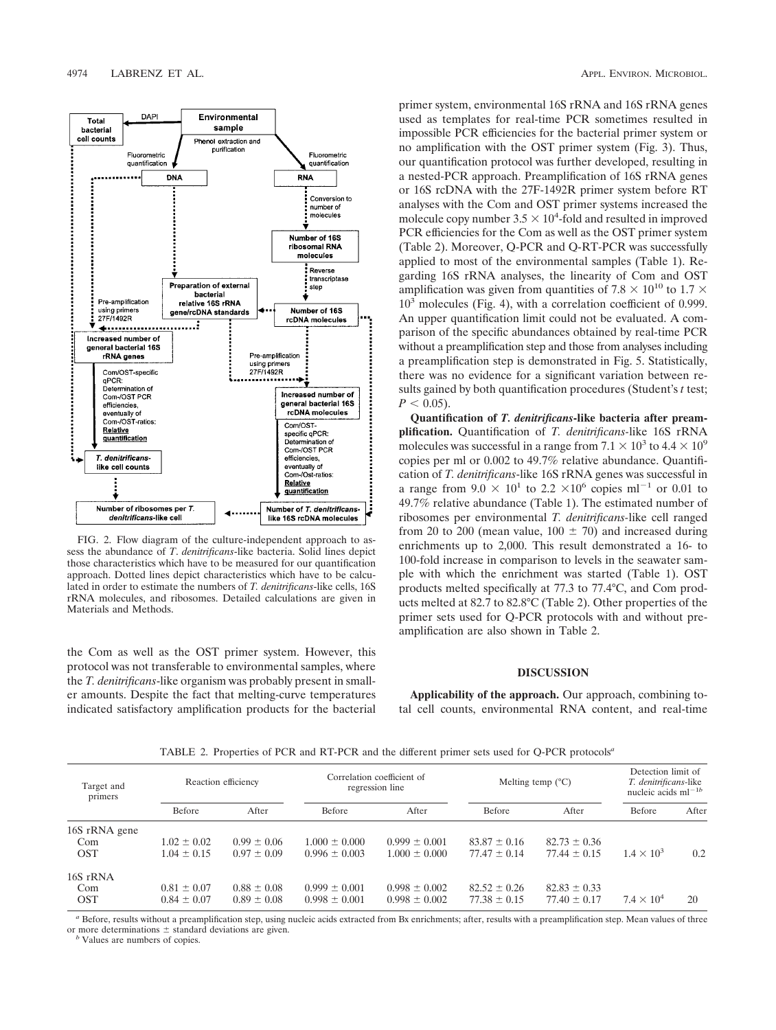FIG. 2. Flow diagram of the culture-independent approach to assess the abundance of *T*. *denitrificans*-like bacteria. Solid lines depict those characteristics which have to be measured for our quantification approach. Dotted lines depict characteristics which have to be calculated in order to estimate the numbers of *T. denitrificans*-like cells, 16S rRNA molecules, and ribosomes. Detailed calculations are given in Materials and Methods.

the Com as well as the OST primer system. However, this protocol was not transferable to environmental samples, where the *T. denitrificans*-like organism was probably present in smaller amounts. Despite the fact that melting-curve temperatures indicated satisfactory amplification products for the bacterial primer system, environmental 16S rRNA and 16S rRNA genes used as templates for real-time PCR sometimes resulted in impossible PCR efficiencies for the bacterial primer system or no amplification with the OST primer system (Fig. 3). Thus, our quantification protocol was further developed, resulting in a nested-PCR approach. Preamplification of 16S rRNA genes or 16S rcDNA with the 27F-1492R primer system before RT analyses with the Com and OST primer systems increased the molecule copy number $3.5 \times 10^4$-fold and resulted in improved PCR efficiencies for the Com as well as the OST primer system (Table 2). Moreover, Q-PCR and Q-RT-PCR was successfully applied to most of the environmental samples (Table 1). Regarding 16S rRNA analyses, the linearity of Com and OST amplification was given from quantities of $7.8 \times 10^{10}$ to $1.7 \times 10^3$ molecules (Fig. 4), with a correlation coefficient of 0.999. An upper quantification limit could not be evaluated. A comparison of the specific abundances obtained by real-time PCR without a preamplification step and those from analyses including a preamplification step is demonstrated in Fig. 5. Statistically, there was no evidence for a significant variation between results gained by both quantification procedures (Student's *t* test; $P < 0.05$).

**Quantification of *T. denitrificans*-like bacteria after preamplification.** Quantification of *T. denitrificans*-like 16S rRNA molecules was successful in a range from $7.1 \times 10^3$ to $4.4 \times 10^9$ copies per ml or 0.002 to 49.7% relative abundance. Quantification of *T. denitrificans*-like 16S rRNA genes was successful in a range from $9.0 \times 10^1$ to $2.2 \times 10^6$ copies ml$^{-1}$ or 0.01 to 49.7% relative abundance (Table 1). The estimated number of ribosomes per environmental *T. denitrificans*-like cell ranged from 20 to 200 (mean value, $100 \pm 70$) and increased during enrichments up to 2,000. This result demonstrated a 16- to 100-fold increase in comparison to levels in the seawater sample with which the enrichment was started (Table 1). OST products melted specifically at 77.3 to 77.4°C, and Com products melted at 82.7 to 82.8°C (Table 2). Other properties of the primer sets used for Q-PCR protocols with and without preamplification are also shown in Table 2.

## DISCUSSION

**Applicability of the approach.** Our approach, combining total cell counts, environmental RNA content, and real-time

TABLE 2. Properties of PCR and RT-PCR and the different primer sets used for Q-PCR protocols[a]

| Target and primers | Reaction efficiency | | Correlation coefficient of regression line | | Melting temp (°C) | | Detection limit of *T. denitrificans*-like nucleic acids ml$^{-1}$[b] | |
|---|---|---|---|---|---|---|---|---|
| | Before | After | Before | After | Before | After | Before | After |
| 16S rRNA gene | | | | | | | | |
| Com | $1.02 \pm 0.02$ | $0.99 \pm 0.06$ | $1.000 \pm 0.000$ | $0.999 \pm 0.001$ | $83.87 \pm 0.16$ | $82.73 \pm 0.36$ | | |
| OST | $1.04 \pm 0.15$ | $0.97 \pm 0.09$ | $0.996 \pm 0.003$ | $1.000 \pm 0.000$ | $77.47 \pm 0.14$ | $77.44 \pm 0.15$ | $1.4 \times 10^3$ | 0.2 |
| 16S rRNA | | | | | | | | |
| Com | $0.81 \pm 0.07$ | $0.88 \pm 0.08$ | $0.999 \pm 0.001$ | $0.998 \pm 0.002$ | $82.52 \pm 0.26$ | $82.83 \pm 0.33$ | | |
| OST | $0.84 \pm 0.07$ | $0.89 \pm 0.08$ | $0.998 \pm 0.001$ | $0.998 \pm 0.002$ | $77.38 \pm 0.15$ | $77.40 \pm 0.17$ | $7.4 \times 10^4$ | 20 |

[a] Before, results without a preamplification step, using nucleic acids extracted from Bx enrichments; after, results with a preamplification step. Mean values of three or more determinations ± standard deviations are given.

[b] Values are numbers of copies.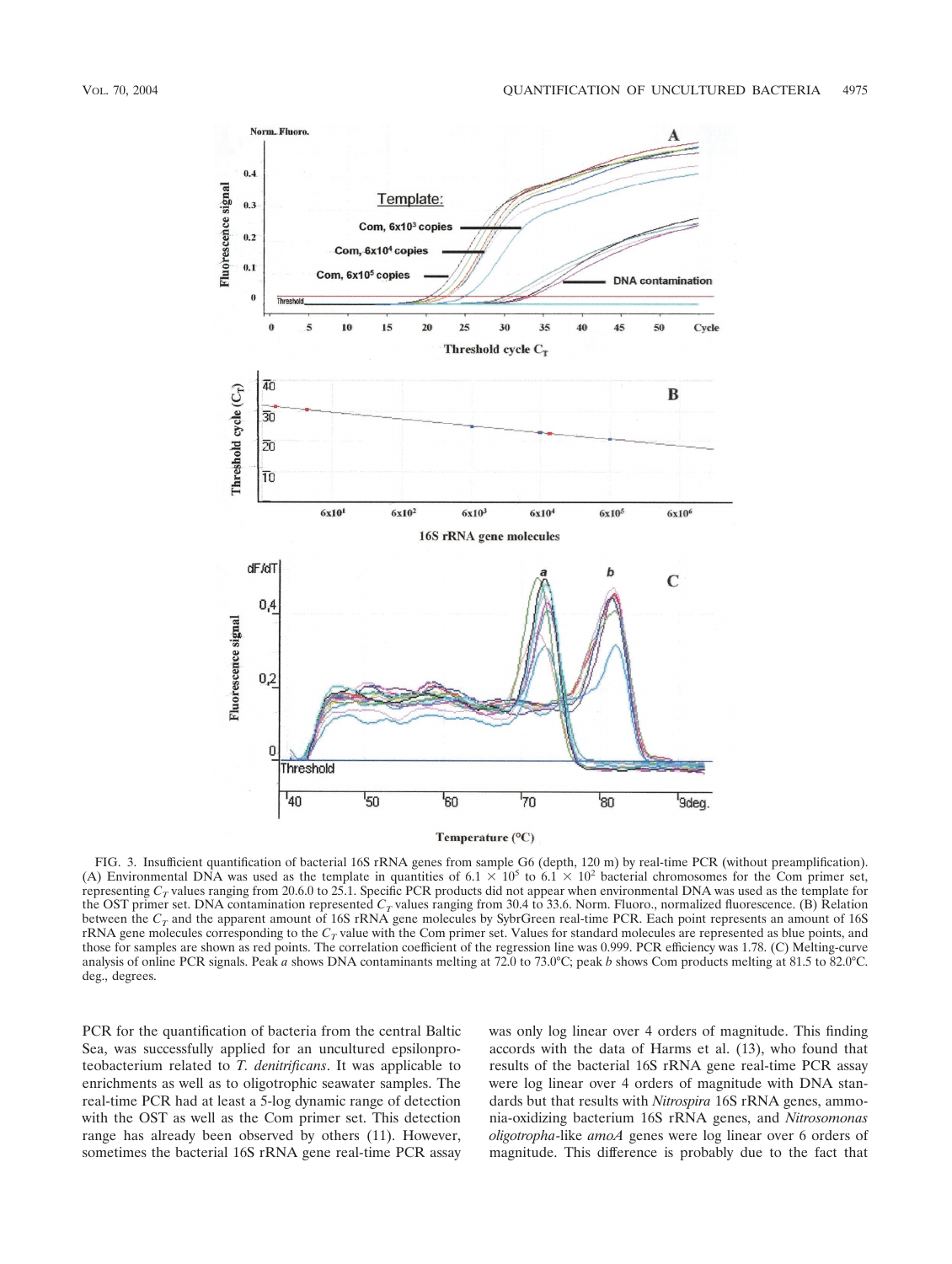FIG. 3. Insufficient quantification of bacterial 16S rRNA genes from sample G6 (depth, 120 m) by real-time PCR (without preamplification). (A) Environmental DNA was used as the template in quantities of $6.1 \times 10^5$ to $6.1 \times 10^2$ bacterial chromosomes for the Com primer set, representing $C_T$ values ranging from 20.6.0 to 25.1. Specific PCR products did not appear when environmental DNA was used as the template for the OST primer set. DNA contamination represented $C_T$ values ranging from 30.4 to 33.6. Norm. Fluoro., normalized fluorescence. (B) Relation between the $C_T$ and the apparent amount of 16S rRNA gene molecules by SybrGreen real-time PCR. Each point represents an amount of 16S rRNA gene molecules corresponding to the $C_T$ value with the Com primer set. Values for standard molecules are represented as blue points, and those for samples are shown as red points. The correlation coefficient of the regression line was 0.999. PCR efficiency was 1.78. (C) Melting-curve analysis of online PCR signals. Peak *a* shows DNA contaminants melting at 72.0 to 73.0°C; peak *b* shows Com products melting at 81.5 to 82.0°C. deg., degrees.

PCR for the quantification of bacteria from the central Baltic Sea, was successfully applied for an uncultured epsilonproteobacterium related to *T. denitrificans*. It was applicable to enrichments as well as to oligotrophic seawater samples. The real-time PCR had at least a 5-log dynamic range of detection with the OST as well as the Com primer set. This detection range has already been observed by others (11). However, sometimes the bacterial 16S rRNA gene real-time PCR assay was only log linear over 4 orders of magnitude. This finding accords with the data of Harms et al. (13), who found that results of the bacterial 16S rRNA gene real-time PCR assay were log linear over 4 orders of magnitude with DNA standards but that results with *Nitrospira* 16S rRNA genes, ammonia-oxidizing bacterium 16S rRNA genes, and *Nitrosomonas oligotropha*-like *amoA* genes were log linear over 6 orders of magnitude. This difference is probably due to the fact that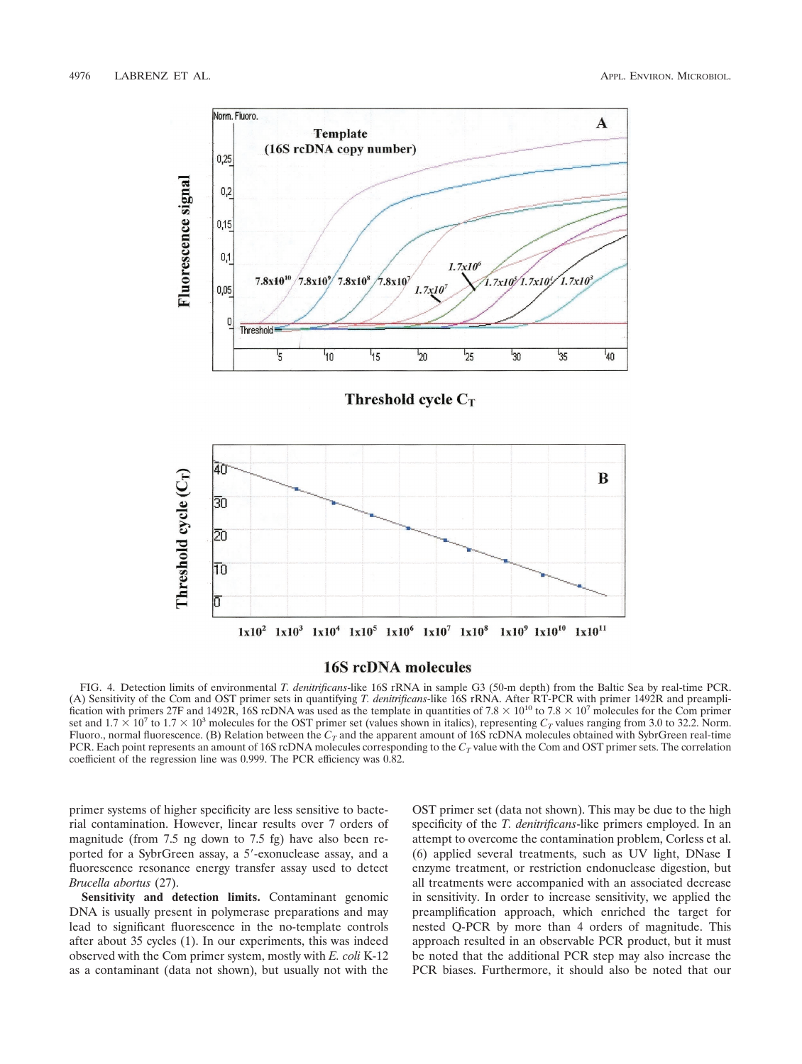FIG. 4. Detection limits of environmental *T. denitrificans*-like 16S rRNA in sample G3 (50-m depth) from the Baltic Sea by real-time PCR. (A) Sensitivity of the Com and OST primer sets in quantifying *T. denitrificans*-like 16S rRNA. After RT-PCR with primer 1492R and preamplification with primers 27F and 1492R, 16S rcDNA was used as the template in quantities of $7.8 \times 10^{10}$ to $7.8 \times 10^{7}$ molecules for the Com primer set and $1.7 \times 10^{7}$ to $1.7 \times 10^{3}$ molecules for the OST primer set (values shown in italics), representing $C_T$ values ranging from 3.0 to 32.2. Norm. Fluoro., normal fluorescence. (B) Relation between the $C_T$ and the apparent amount of 16S rcDNA molecules obtained with SybrGreen real-time PCR. Each point represents an amount of 16S rcDNA molecules corresponding to the $C_T$ value with the Com and OST primer sets. The correlation coefficient of the regression line was 0.999. The PCR efficiency was 0.82.

primer systems of higher specificity are less sensitive to bacterial contamination. However, linear results over 7 orders of magnitude (from 7.5 ng down to 7.5 fg) have also been reported for a SybrGreen assay, a 5′-exonuclease assay, and a fluorescence resonance energy transfer assay used to detect *Brucella abortus* (27).

**Sensitivity and detection limits.** Contaminant genomic DNA is usually present in polymerase preparations and may lead to significant fluorescence in the no-template controls after about 35 cycles (1). In our experiments, this was indeed observed with the Com primer system, mostly with *E. coli* K-12 as a contaminant (data not shown), but usually not with the OST primer set (data not shown). This may be due to the high specificity of the *T. denitrificans*-like primers employed. In an attempt to overcome the contamination problem, Corless et al. (6) applied several treatments, such as UV light, DNase I enzyme treatment, or restriction endonuclease digestion, but all treatments were accompanied with an associated decrease in sensitivity. In order to increase sensitivity, we applied the preamplification approach, which enriched the target for nested Q-PCR by more than 4 orders of magnitude. This approach resulted in an observable PCR product, but it must be noted that the additional PCR step may also increase the PCR biases. Furthermore, it should also be noted that our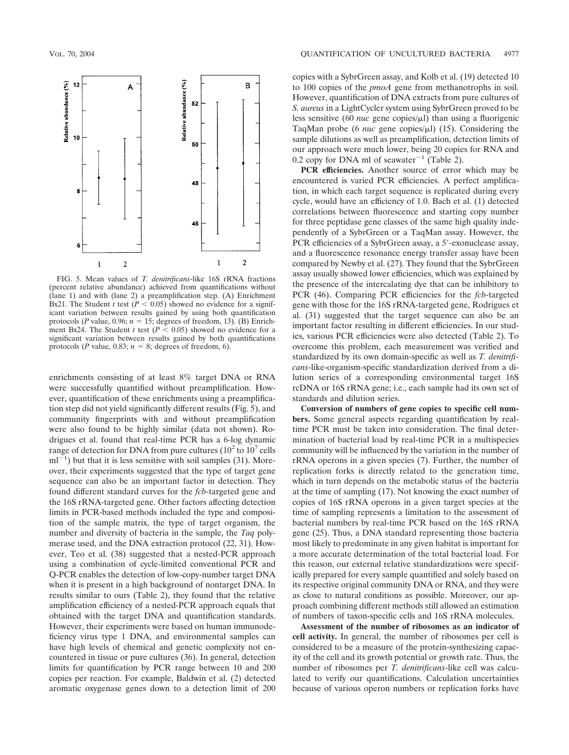FIG. 5. Mean values of *T. denitrificans*-like 16S rRNA fractions (percent relative abundance) achieved from quantifications without (lane 1) and with (lane 2) a preamplification step. (A) Enrichment Bx21. The Student *t* test ($P < 0.05$) showed no evidence for a significant variation between results gained by using both quantification protocols (*P* value, 0.96; $n = 15$; degrees of freedom, 13). (B) Enrichment Bx24. The Student *t* test ($P < 0.05$) showed no evidence for a significant variation between results gained by both quantifications protocols (*P* value, 0.83; $n = 8$; degrees of freedom, 6).

enrichments consisting of at least 8% target DNA or RNA were successfully quantified without preamplification. However, quantification of these enrichments using a preamplification step did not yield significantly different results (Fig. 5), and community fingerprints with and without preamplification were also found to be highly similar (data not shown). Rodrigues et al. found that real-time PCR has a 6-log dynamic range of detection for DNA from pure cultures ($10^2$ to $10^7$ cells $ml^{-1}$) but that it is less sensitive with soil samples (31). Moreover, their experiments suggested that the type of target gene sequence can also be an important factor in detection. They found different standard curves for the *fcb*-targeted gene and the 16S rRNA-targeted gene. Other factors affecting detection limits in PCR-based methods included the type and composition of the sample matrix, the type of target organism, the number and diversity of bacteria in the sample, the *Taq* polymerase used, and the DNA extraction protocol (22, 31). However, Teo et al. (38) suggested that a nested-PCR approach using a combination of cycle-limited conventional PCR and Q-PCR enables the detection of low-copy-number target DNA when it is present in a high background of nontarget DNA. In results similar to ours (Table 2), they found that the relative amplification efficiency of a nested-PCR approach equals that obtained with the target DNA and quantification standards. However, their experiments were based on human immunodeficiency virus type 1 DNA, and environmental samples can have high levels of chemical and genetic complexity not encountered in tissue or pure cultures (36). In general, detection limits for quantification by PCR range between 10 and 200 copies per reaction. For example, Baldwin et al. (2) detected aromatic oxygenase genes down to a detection limit of 200 copies with a SybrGreen assay, and Kolb et al. (19) detected 10 to 100 copies of the *pmoA* gene from methanotrophs in soil. However, quantification of DNA extracts from pure cultures of *S. aureus* in a LightCycler system using SybrGreen proved to be less sensitive (60 *nuc* gene copies/μl) than using a fluorigenic TaqMan probe (6 *nuc* gene copies/μl) (15). Considering the sample dilutions as well as preamplification, detection limits of our approach were much lower, being 20 copies for RNA and 0.2 copy for DNA ml of seawater$^{-1}$ (Table 2).

**PCR efficiencies.** Another source of error which may be encountered is varied PCR efficiencies. A perfect amplification, in which each target sequence is replicated during every cycle, would have an efficiency of 1.0. Bach et al. (1) detected correlations between fluorescence and starting copy number for three peptidase gene classes of the same high quality independently of a SybrGreen or a TaqMan assay. However, the PCR efficiencies of a SybrGreen assay, a 5′-exonuclease assay, and a fluorescence resonance energy transfer assay have been compared by Newby et al. (27). They found that the SybrGreen assay usually showed lower efficiencies, which was explained by the presence of the intercalating dye that can be inhibitory to PCR (46). Comparing PCR efficiencies for the *fcb*-targeted gene with those for the 16S rRNA-targeted gene, Rodrigues et al. (31) suggested that the target sequence can also be an important factor resulting in different efficiencies. In our studies, various PCR efficiencies were also detected (Table 2). To overcome this problem, each measurement was verified and standardized by its own domain-specific as well as *T. denitrificans*-like-organism-specific standardization derived from a dilution series of a corresponding environmental target 16S rcDNA or 16S rRNA gene; i.e., each sample had its own set of standards and dilution series.

**Conversion of numbers of gene copies to specific cell numbers.** Some general aspects regarding quantification by real-time PCR must be taken into consideration. The final determination of bacterial load by real-time PCR in a multispecies community will be influenced by the variation in the number of rRNA operons in a given species (7). Further, the number of replication forks is directly related to the generation time, which in turn depends on the metabolic status of the bacteria at the time of sampling (17). Not knowing the exact number of copies of 16S rRNA operons in a given target species at the time of sampling represents a limitation to the assessment of bacterial numbers by real-time PCR based on the 16S rRNA gene (25). Thus, a DNA standard representing those bacteria most likely to predominate in any given habitat is important for a more accurate determination of the total bacterial load. For this reason, our external relative standardizations were specifically prepared for every sample quantified and solely based on its respective original community DNA or RNA, and they were as close to natural conditions as possible. Moreover, our approach combining different methods still allowed an estimation of numbers of taxon-specific cells and 16S rRNA molecules.

**Assessment of the number of ribosomes as an indicator of cell activity.** In general, the number of ribosomes per cell is considered to be a measure of the protein-synthesizing capacity of the cell and its growth potential or growth rate. Thus, the number of ribosomes per *T. denitrificans*-like cell was calculated to verify our quantifications. Calculation uncertainties because of various operon numbers or replication forks have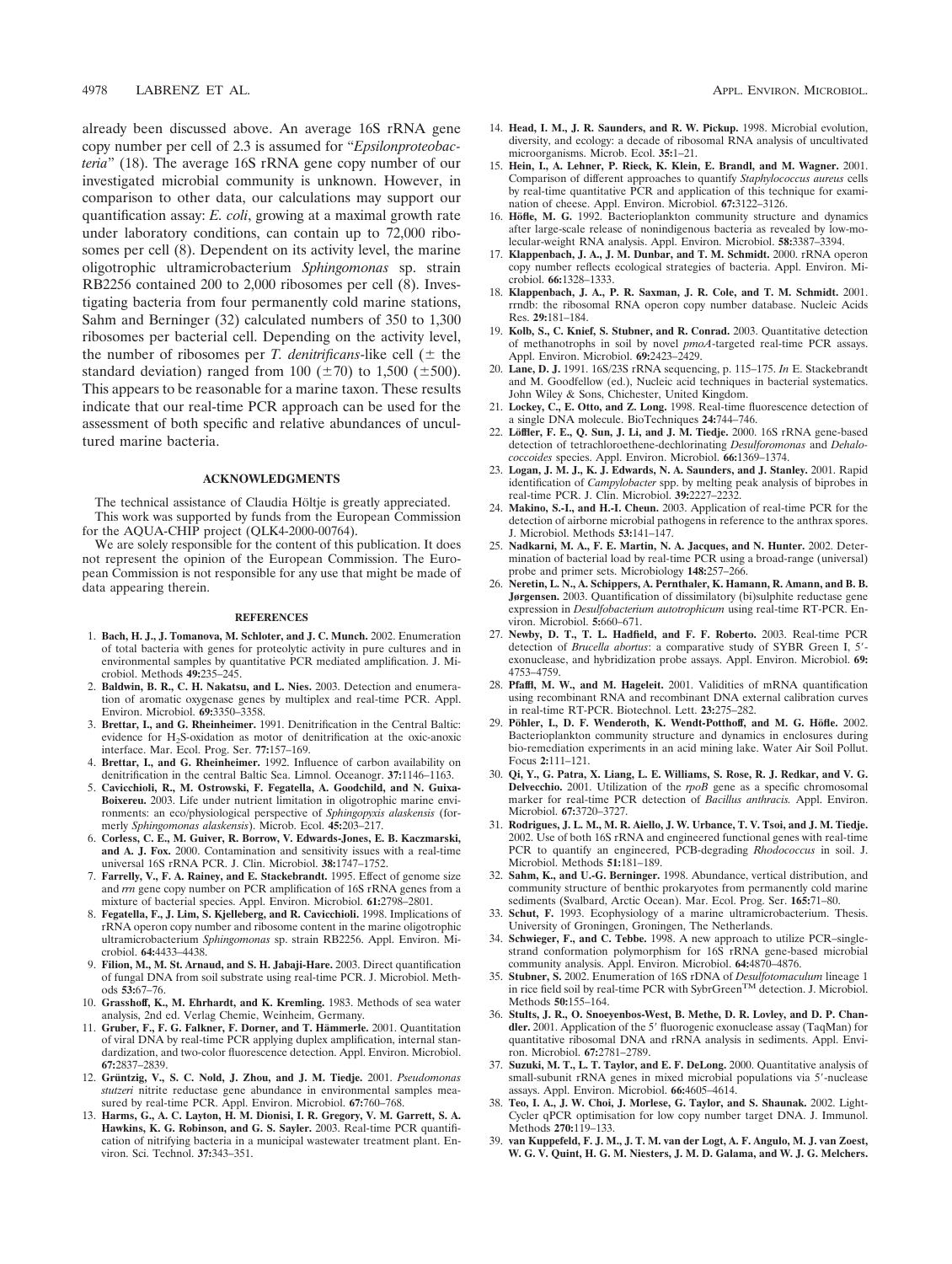already been discussed above. An average 16S rRNA gene copy number per cell of 2.3 is assumed for "*Epsilonproteobacteria*" (18). The average 16S rRNA gene copy number of our investigated microbial community is unknown. However, in comparison to other data, our calculations may support our quantification assay: *E. coli*, growing at a maximal growth rate under laboratory conditions, can contain up to 72,000 ribosomes per cell (8). Dependent on its activity level, the marine oligotrophic ultramicrobacterium *Sphingomonas* sp. strain RB2256 contained 200 to 2,000 ribosomes per cell (8). Investigating bacteria from four permanently cold marine stations, Sahm and Berninger (32) calculated numbers of 350 to 1,300 ribosomes per bacterial cell. Depending on the activity level, the number of ribosomes per *T. denitrificans*-like cell (± the standard deviation) ranged from 100 (±70) to 1,500 (±500). This appears to be reasonable for a marine taxon. These results indicate that our real-time PCR approach can be used for the assessment of both specific and relative abundances of uncultured marine bacteria.

## ACKNOWLEDGMENTS

The technical assistance of Claudia Höltje is greatly appreciated.

This work was supported by funds from the European Commission for the AQUA-CHIP project (QLK4-2000-00764).

We are solely responsible for the content of this publication. It does not represent the opinion of the European Commission. The European Commission is not responsible for any use that might be made of data appearing therein.

## REFERENCES

1. **Bach, H. J., J. Tomanova, M. Schloter, and J. C. Munch.** 2002. Enumeration of total bacteria with genes for proteolytic activity in pure cultures and in environmental samples by quantitative PCR mediated amplification. J. Microbiol. Methods **49:**235–245.
2. **Baldwin, B. R., C. H. Nakatsu, and L. Nies.** 2003. Detection and enumeration of aromatic oxygenase genes by multiplex and real-time PCR. Appl. Environ. Microbiol. **69:**3350–3358.
3. **Brettar, I., and G. Rheinheimer.** 1991. Denitrification in the Central Baltic: evidence for $H_2S$-oxidation as motor of denitrification at the oxic-anoxic interface. Mar. Ecol. Prog. Ser. **77:**157–169.
4. **Brettar, I., and G. Rheinheimer.** 1992. Influence of carbon availability on denitrification in the central Baltic Sea. Limnol. Oceanogr. **37:**1146–1163.
5. **Cavicchioli, R., M. Ostrowski, F. Fegatella, A. Goodchild, and N. Guixa-Boixereu.** 2003. Life under nutrient limitation in oligotrophic marine environments: an eco/physiological perspective of *Sphingopyxis alaskensis* (formerly *Sphingomonas alaskensis*). Microb. Ecol. **45:**203–217.
6. **Corless, C. E., M. Guiver, R. Borrow, V. Edwards-Jones, E. B. Kaczmarski, and A. J. Fox.** 2000. Contamination and sensitivity issues with a real-time universal 16S rRNA PCR. J. Clin. Microbiol. **38:**1747–1752.
7. **Farrelly, V., F. A. Rainey, and E. Stackebrandt.** 1995. Effect of genome size and *rrn* gene copy number on PCR amplification of 16S rRNA genes from a mixture of bacterial species. Appl. Environ. Microbiol. **61:**2798–2801.
8. **Fegatella, F., J. Lim, S. Kjelleberg, and R. Cavicchioli.** 1998. Implications of rRNA operon copy number and ribosome content in the marine oligotrophic ultramicrobacterium *Sphingomonas* sp. strain RB2256. Appl. Environ. Microbiol. **64:**4433–4438.
9. **Filion, M., M. St. Arnaud, and S. H. Jabaji-Hare.** 2003. Direct quantification of fungal DNA from soil substrate using real-time PCR. J. Microbiol. Methods **53:**67–76.
10. **Grasshoff, K., M. Ehrhardt, and K. Kremling.** 1983. Methods of sea water analysis, 2nd ed. Verlag Chemie, Weinheim, Germany.
11. **Gruber, F., F. G. Falkner, F. Dorner, and T. Hämmerle.** 2001. Quantitation of viral DNA by real-time PCR applying duplex amplification, internal standardization, and two-color fluorescence detection. Appl. Environ. Microbiol. **67:**2837–2839.
12. **Grüntzig, V., S. C. Nold, J. Zhou, and J. M. Tiedje.** 2001. *Pseudomonas stutzeri* nitrite reductase gene abundance in environmental samples measured by real-time PCR. Appl. Environ. Microbiol. **67:**760–768.
13. **Harms, G., A. C. Layton, H. M. Dionisi, I. R. Gregory, V. M. Garrett, S. A. Hawkins, K. G. Robinson, and G. S. Sayler.** 2003. Real-time PCR quantification of nitrifying bacteria in a municipal wastewater treatment plant. Environ. Sci. Technol. **37:**343–351.
14. **Head, I. M., J. R. Saunders, and R. W. Pickup.** 1998. Microbial evolution, diversity, and ecology: a decade of ribosomal RNA analysis of uncultivated microorganisms. Microb. Ecol. **35:**1–21.
15. **Hein, I., A. Lehner, P. Rieck, K. Klein, E. Brandl, and M. Wagner.** 2001. Comparison of different approaches to quantify *Staphylococcus aureus* cells by real-time quantitative PCR and application of this technique for examination of cheese. Appl. Environ. Microbiol. **67:**3122–3126.
16. **Höfle, M. G.** 1992. Bacterioplankton community structure and dynamics after large-scale release of nonindigenous bacteria as revealed by low-molecular-weight RNA analysis. Appl. Environ. Microbiol. **58:**3387–3394.
17. **Klappenbach, J. A., J. M. Dunbar, and T. M. Schmidt.** 2000. rRNA operon copy number reflects ecological strategies of bacteria. Appl. Environ. Microbiol. **66:**1328–1333.
18. **Klappenbach, J. A., P. R. Saxman, J. R. Cole, and T. M. Schmidt.** 2001. rrndb: the ribosomal RNA operon copy number database. Nucleic Acids Res. **29:**181–184.
19. **Kolb, S., C. Knief, S. Stubner, and R. Conrad.** 2003. Quantitative detection of methanotrophs in soil by novel *pmoA*-targeted real-time PCR assays. Appl. Environ. Microbiol. **69:**2423–2429.
20. **Lane, D. J.** 1991. 16S/23S rRNA sequencing, p. 115–175. *In* E. Stackebrandt and M. Goodfellow (ed.), Nucleic acid techniques in bacterial systematics. John Wiley & Sons, Chichester, United Kingdom.
21. **Lockey, C., E. Otto, and Z. Long.** 1998. Real-time fluorescence detection of a single DNA molecule. BioTechniques **24:**744–746.
22. **Löffler, F. E., Q. Sun, J. Li, and J. M. Tiedje.** 2000. 16S rRNA gene-based detection of tetrachloroethene-dechlorinating *Desulforomonas* and *Dehalococcoides* species. Appl. Environ. Microbiol. **66:**1369–1374.
23. **Logan, J. M. J., K. J. Edwards, N. A. Saunders, and J. Stanley.** 2001. Rapid identification of *Campylobacter* spp. by melting peak analysis of biprobes in real-time PCR. J. Clin. Microbiol. **39:**2227–2232.
24. **Makino, S.-I., and H.-I. Cheun.** 2003. Application of real-time PCR for the detection of airborne microbial pathogens in reference to the anthrax spores. J. Microbiol. Methods **53:**141–147.
25. **Nadkarni, M. A., F. E. Martin, N. A. Jacques, and N. Hunter.** 2002. Determination of bacterial load by real-time PCR using a broad-range (universal) probe and primer sets. Microbiology **148:**257–266.
26. **Neretin, L. N., A. Schippers, A. Pernthaler, K. Hamann, R. Amann, and B. B. Jørgensen.** 2003. Quantification of dissimilatory (bi)sulphite reductase gene expression in *Desulfobacterium autotrophicum* using real-time RT-PCR. Environ. Microbiol. **5:**660–671.
27. **Newby, D. T., T. L. Hadfield, and F. F. Roberto.** 2003. Real-time PCR detection of *Brucella abortus*: a comparative study of SYBR Green I, 5′-exonuclease, and hybridization probe assays. Appl. Environ. Microbiol. **69:**4753–4759.
28. **Pfaffl, M. W., and M. Hageleit.** 2001. Validities of mRNA quantification using recombinant RNA and recombinant DNA external calibration curves in real-time RT-PCR. Biotechnol. Lett. **23:**275–282.
29. **Pöhler, I., D. F. Wenderoth, K. Wendt-Potthoff, and M. G. Höfle.** 2002. Bacterioplankton community structure and dynamics in enclosures during bio-remediation experiments in an acid mining lake. Water Air Soil Pollut. Focus **2:**111–121.
30. **Qi, Y., G. Patra, X. Liang, L. E. Williams, S. Rose, R. J. Redkar, and V. G. Delvecchio.** 2001. Utilization of the *rpoB* gene as a specific chromosomal marker for real-time PCR detection of *Bacillus anthracis.* Appl. Environ. Microbiol. **67:**3720–3727.
31. **Rodrigues, J. L. M., M. R. Aiello, J. W. Urbance, T. V. Tsoi, and J. M. Tiedje.** 2002. Use of both 16S rRNA and engineered functional genes with real-time PCR to quantify an engineered, PCB-degrading *Rhodococcus* in soil. J. Microbiol. Methods **51:**181–189.
32. **Sahm, K., and U.-G. Berninger.** 1998. Abundance, vertical distribution, and community structure of benthic prokaryotes from permanently cold marine sediments (Svalbard, Arctic Ocean). Mar. Ecol. Prog. Ser. **165:**71–80.
33. **Schut, F.** 1993. Ecophysiology of a marine ultramicrobacterium. Thesis. University of Groningen, Groningen, The Netherlands.
34. **Schwieger, F., and C. Tebbe.** 1998. A new approach to utilize PCR–single-strand conformation polymorphism for 16S rRNA gene-based microbial community analysis. Appl. Environ. Microbiol. **64:**4870–4876.
35. **Stubner, S.** 2002. Enumeration of 16S rDNA of *Desulfotomaculum* lineage 1 in rice field soil by real-time PCR with SybrGreen™ detection. J. Microbiol. Methods **50:**155–164.
36. **Stults, J. R., O. Snoeyenbos-West, B. Methe, D. R. Lovley, and D. P. Chandler.** 2001. Application of the 5′ fluorogenic exonuclease assay (TaqMan) for quantitative ribosomal DNA and rRNA analysis in sediments. Appl. Environ. Microbiol. **67:**2781–2789.
37. **Suzuki, M. T., L. T. Taylor, and E. F. DeLong.** 2000. Quantitative analysis of small-subunit rRNA genes in mixed microbial populations via 5′-nuclease assays. Appl. Environ. Microbiol. **66:**4605–4614.
38. **Teo, I. A., J. W. Choi, J. Morlese, G. Taylor, and S. Shaunak.** 2002. LightCycler qPCR optimisation for low copy number target DNA. J. Immunol. Methods **270:**119–133.
39. **van Kuppefeld, F. J. M., J. T. M. van der Logt, A. F. Angulo, M. J. van Zoest, W. G. V. Quint, H. G. M. Niesters, J. M. D. Galama, and W. J. G. Melchers.**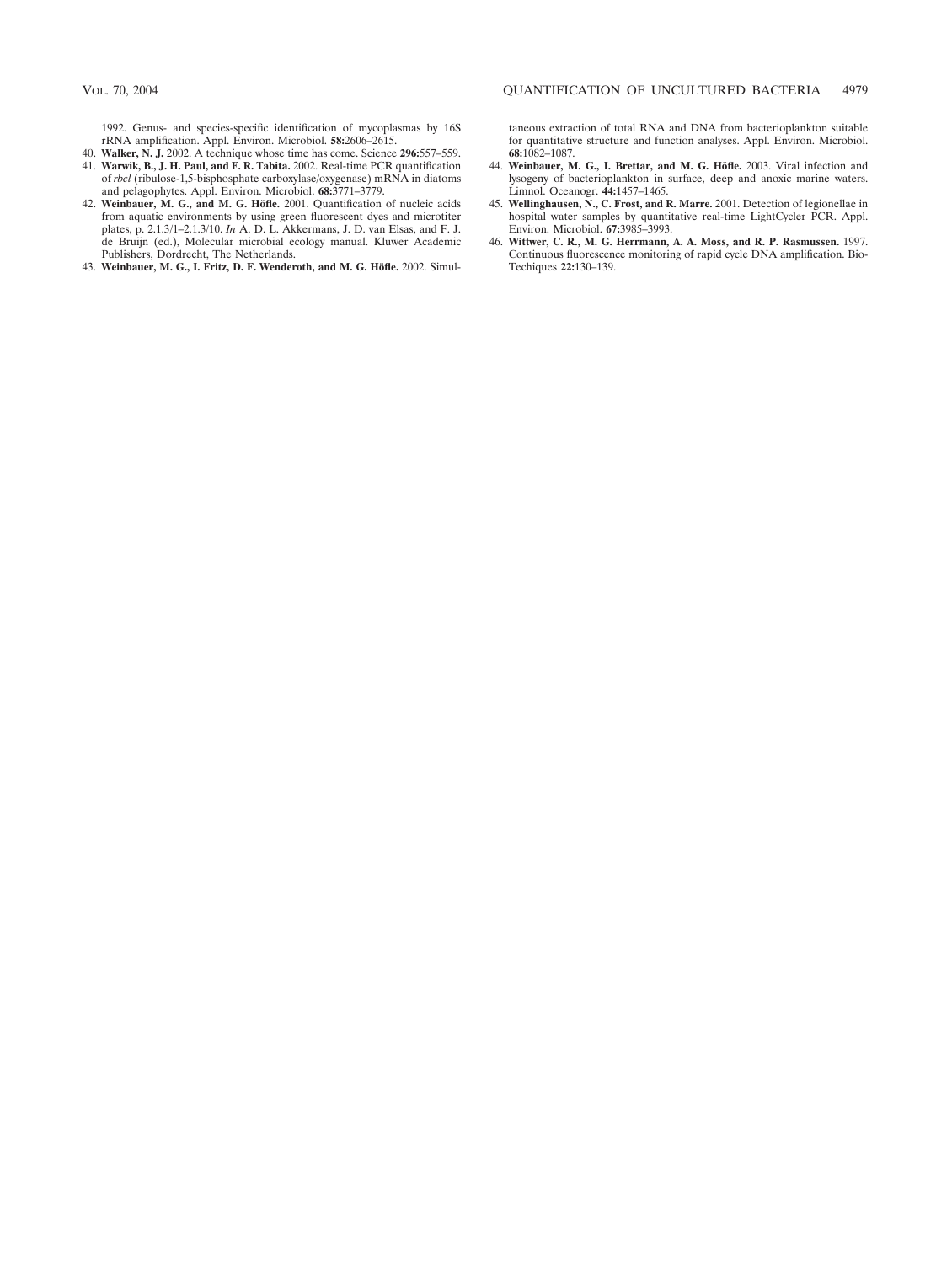1992. Genus- and species-specific identification of mycoplasmas by 16S rRNA amplification. Appl. Environ. Microbiol. **58:**2606–2615.

40. **Walker, N. J.** 2002. A technique whose time has come. Science **296:**557–559.
41. **Warwik, B., J. H. Paul, and F. R. Tabita.** 2002. Real-time PCR quantification of *rbcl* (ribulose-1,5-bisphosphate carboxylase/oxygenase) mRNA in diatoms and pelagophytes. Appl. Environ. Microbiol. **68:**3771–3779.
42. **Weinbauer, M. G., and M. G. Höfle.** 2001. Quantification of nucleic acids from aquatic environments by using green fluorescent dyes and microtiter plates, p. 2.1.3/1–2.1.3/10. *In* A. D. L. Akkermans, J. D. van Elsas, and F. J. de Bruijn (ed.), Molecular microbial ecology manual. Kluwer Academic Publishers, Dordrecht, The Netherlands.
43. **Weinbauer, M. G., I. Fritz, D. F. Wenderoth, and M. G. Höfle.** 2002. Simultaneous extraction of total RNA and DNA from bacterioplankton suitable for quantitative structure and function analyses. Appl. Environ. Microbiol. **68:**1082–1087.
44. **Weinbauer, M. G., I. Brettar, and M. G. Höfle.** 2003. Viral infection and lysogeny of bacterioplankton in surface, deep and anoxic marine waters. Limnol. Oceanogr. **44:**1457–1465.
45. **Wellinghausen, N., C. Frost, and R. Marre.** 2001. Detection of legionellae in hospital water samples by quantitative real-time LightCycler PCR. Appl. Environ. Microbiol. **67:**3985–3993.
46. **Wittwer, C. R., M. G. Herrmann, A. A. Moss, and R. P. Rasmussen.** 1997. Continuous fluorescence monitoring of rapid cycle DNA amplification. BioTechiques **22:**130–139.